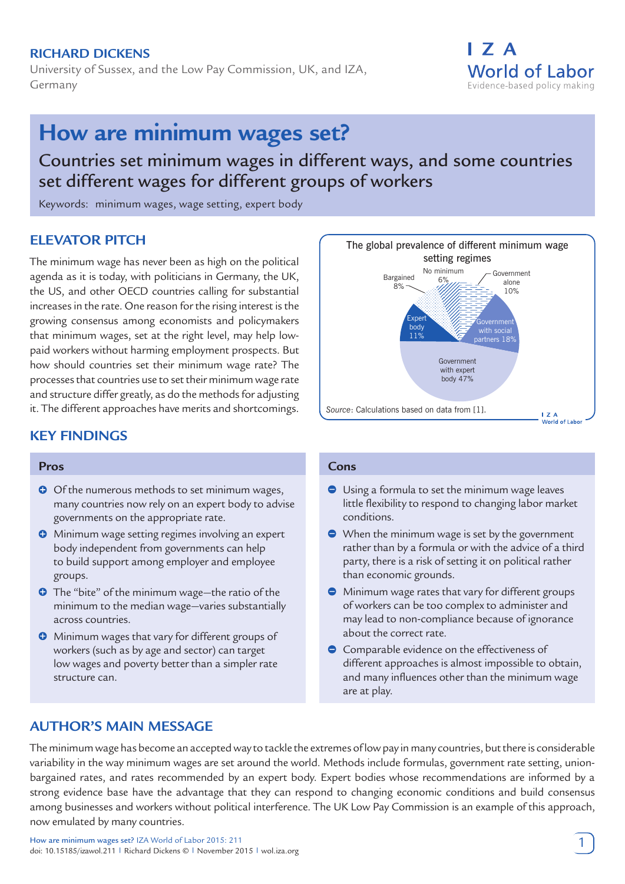**RICHARD DICKENS**

University of Sussex, and the Low Pay Commission, UK, and IZA, Germany

# How are minimum wages set?

## Countries set minimum wages in different ways, and some countries set different wages for different groups of workers

Keywords: minimum wages, wage setting, expert body

## ELEVATOR PITCH

The minimum wage has never been as high on the political agenda as it is today, with politicians in Germany, the UK, the US, and other OECD countries calling for substantial increases in the rate. One reason for the rising interest is the growing consensus among economists and policymakers that minimum wages, set at the right level, may help low-paid workers without harming employment prospects. But how should countries set their minimum wage rate? The processes that countries use to set their minimum wage rate and structure differ greatly, as do the methods for adjusting it. The different approaches have merits and shortcomings.

The global prevalence of different minimum wage setting regimes

| Regime | Share |
|---|---|
| Government with expert body | 47% |
| Government with social partners | 18% |
| Expert body | 11% |
| Government alone | 10% |
| Bargained | 8% |
| No minimum | 6% |

*Source*: Calculations based on data from [1].

## KEY FINDINGS

### Pros

- Of the numerous methods to set minimum wages, many countries now rely on an expert body to advise governments on the appropriate rate.
- Minimum wage setting regimes involving an expert body independent from governments can help to build support among employer and employee groups.
- The "bite" of the minimum wage—the ratio of the minimum to the median wage—varies substantially across countries.
- Minimum wages that vary for different groups of workers (such as by age and sector) can target low wages and poverty better than a simpler rate structure can.

### Cons

- Using a formula to set the minimum wage leaves little flexibility to respond to changing labor market conditions.
- When the minimum wage is set by the government rather than by a formula or with the advice of a third party, there is a risk of setting it on political rather than economic grounds.
- Minimum wage rates that vary for different groups of workers can be too complex to administer and may lead to non-compliance because of ignorance about the correct rate.
- Comparable evidence on the effectiveness of different approaches is almost impossible to obtain, and many influences other than the minimum wage are at play.

## AUTHOR'S MAIN MESSAGE

The minimum wage has become an accepted way to tackle the extremes of low pay in many countries, but there is considerable variability in the way minimum wages are set around the world. Methods include formulas, government rate setting, union-bargained rates, and rates recommended by an expert body. Expert bodies whose recommendations are informed by a strong evidence base have the advantage that they can respond to changing economic conditions and build consensus among businesses and workers without political interference. The UK Low Pay Commission is an example of this approach, now emulated by many countries.

How are minimum wages set? IZA World of Labor 2015: 211
doi: 10.15185/izawol.211 | Richard Dickens © | November 2015 | wol.iza.org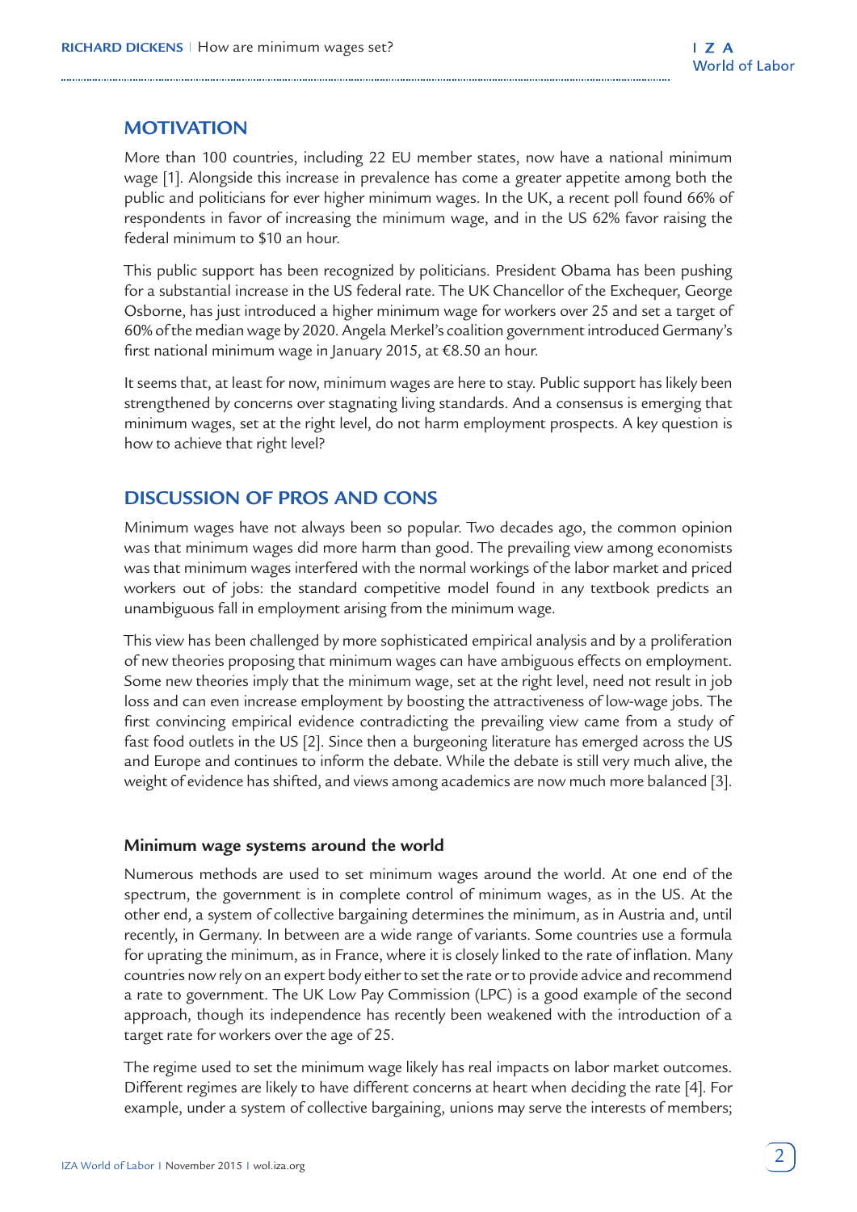## MOTIVATION

More than 100 countries, including 22 EU member states, now have a national minimum wage [1]. Alongside this increase in prevalence has come a greater appetite among both the public and politicians for ever higher minimum wages. In the UK, a recent poll found 66% of respondents in favor of increasing the minimum wage, and in the US 62% favor raising the federal minimum to $10 an hour.

This public support has been recognized by politicians. President Obama has been pushing for a substantial increase in the US federal rate. The UK Chancellor of the Exchequer, George Osborne, has just introduced a higher minimum wage for workers over 25 and set a target of 60% of the median wage by 2020. Angela Merkel's coalition government introduced Germany's first national minimum wage in January 2015, at €8.50 an hour.

It seems that, at least for now, minimum wages are here to stay. Public support has likely been strengthened by concerns over stagnating living standards. And a consensus is emerging that minimum wages, set at the right level, do not harm employment prospects. A key question is how to achieve that right level?

## DISCUSSION OF PROS AND CONS

Minimum wages have not always been so popular. Two decades ago, the common opinion was that minimum wages did more harm than good. The prevailing view among economists was that minimum wages interfered with the normal workings of the labor market and priced workers out of jobs: the standard competitive model found in any textbook predicts an unambiguous fall in employment arising from the minimum wage.

This view has been challenged by more sophisticated empirical analysis and by a proliferation of new theories proposing that minimum wages can have ambiguous effects on employment. Some new theories imply that the minimum wage, set at the right level, need not result in job loss and can even increase employment by boosting the attractiveness of low-wage jobs. The first convincing empirical evidence contradicting the prevailing view came from a study of fast food outlets in the US [2]. Since then a burgeoning literature has emerged across the US and Europe and continues to inform the debate. While the debate is still very much alive, the weight of evidence has shifted, and views among academics are now much more balanced [3].

### Minimum wage systems around the world

Numerous methods are used to set minimum wages around the world. At one end of the spectrum, the government is in complete control of minimum wages, as in the US. At the other end, a system of collective bargaining determines the minimum, as in Austria and, until recently, in Germany. In between are a wide range of variants. Some countries use a formula for uprating the minimum, as in France, where it is closely linked to the rate of inflation. Many countries now rely on an expert body either to set the rate or to provide advice and recommend a rate to government. The UK Low Pay Commission (LPC) is a good example of the second approach, though its independence has recently been weakened with the introduction of a target rate for workers over the age of 25.

The regime used to set the minimum wage likely has real impacts on labor market outcomes. Different regimes are likely to have different concerns at heart when deciding the rate [4]. For example, under a system of collective bargaining, unions may serve the interests of members;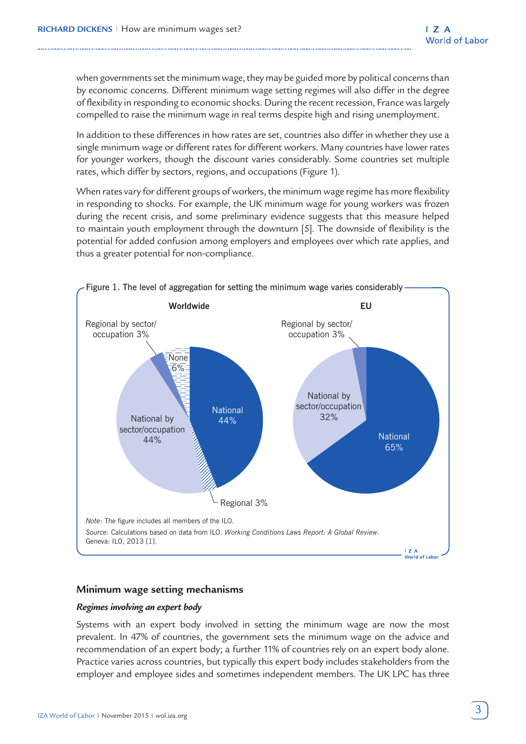when governments set the minimum wage, they may be guided more by political concerns than by economic concerns. Different minimum wage setting regimes will also differ in the degree of flexibility in responding to economic shocks. During the recent recession, France was largely compelled to raise the minimum wage in real terms despite high and rising unemployment.

In addition to these differences in how rates are set, countries also differ in whether they use a single minimum wage or different rates for different workers. Many countries have lower rates for younger workers, though the discount varies considerably. Some countries set multiple rates, which differ by sectors, regions, and occupations (Figure 1).

When rates vary for different groups of workers, the minimum wage regime has more flexibility in responding to shocks. For example, the UK minimum wage for young workers was frozen during the recent crisis, and some preliminary evidence suggests that this measure helped to maintain youth employment through the downturn [5]. The downside of flexibility is the potential for added confusion among employers and employees over which rate applies, and thus a greater potential for non-compliance.

Figure 1. The level of aggregation for setting the minimum wage varies considerably

**Worldwide**

- National 44%
- National by sector/occupation 44%
- None 6%
- Regional by sector/occupation 3%
- Regional 3%

**EU**

- National 65%
- National by sector/occupation 32%
- Regional by sector/occupation 3%

*Note*: The figure includes all members of the ILO.

*Source*: Calculations based on data from ILO. *Working Conditions Laws Report: A Global Review*. Geneva: ILO, 2013 [1].

## Minimum wage setting mechanisms

### *Regimes involving an expert body*

Systems with an expert body involved in setting the minimum wage are now the most prevalent. In 47% of countries, the government sets the minimum wage on the advice and recommendation of an expert body; a further 11% of countries rely on an expert body alone. Practice varies across countries, but typically this expert body includes stakeholders from the employer and employee sides and sometimes independent members. The UK LPC has three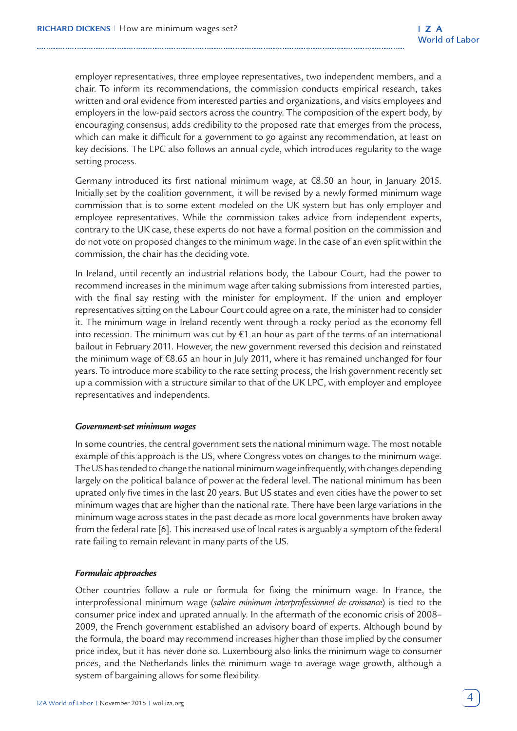employer representatives, three employee representatives, two independent members, and a chair. To inform its recommendations, the commission conducts empirical research, takes written and oral evidence from interested parties and organizations, and visits employees and employers in the low-paid sectors across the country. The composition of the expert body, by encouraging consensus, adds credibility to the proposed rate that emerges from the process, which can make it difficult for a government to go against any recommendation, at least on key decisions. The LPC also follows an annual cycle, which introduces regularity to the wage setting process.

Germany introduced its first national minimum wage, at €8.50 an hour, in January 2015. Initially set by the coalition government, it will be revised by a newly formed minimum wage commission that is to some extent modeled on the UK system but has only employer and employee representatives. While the commission takes advice from independent experts, contrary to the UK case, these experts do not have a formal position on the commission and do not vote on proposed changes to the minimum wage. In the case of an even split within the commission, the chair has the deciding vote.

In Ireland, until recently an industrial relations body, the Labour Court, had the power to recommend increases in the minimum wage after taking submissions from interested parties, with the final say resting with the minister for employment. If the union and employer representatives sitting on the Labour Court could agree on a rate, the minister had to consider it. The minimum wage in Ireland recently went through a rocky period as the economy fell into recession. The minimum was cut by €1 an hour as part of the terms of an international bailout in February 2011. However, the new government reversed this decision and reinstated the minimum wage of €8.65 an hour in July 2011, where it has remained unchanged for four years. To introduce more stability to the rate setting process, the Irish government recently set up a commission with a structure similar to that of the UK LPC, with employer and employee representatives and independents.

#### *Government-set minimum wages*

In some countries, the central government sets the national minimum wage. The most notable example of this approach is the US, where Congress votes on changes to the minimum wage. The US has tended to change the national minimum wage infrequently, with changes depending largely on the political balance of power at the federal level. The national minimum has been uprated only five times in the last 20 years. But US states and even cities have the power to set minimum wages that are higher than the national rate. There have been large variations in the minimum wage across states in the past decade as more local governments have broken away from the federal rate [6]. This increased use of local rates is arguably a symptom of the federal rate failing to remain relevant in many parts of the US.

#### *Formulaic approaches*

Other countries follow a rule or formula for fixing the minimum wage. In France, the interprofessional minimum wage (*salaire minimum interprofessionnel de croissance*) is tied to the consumer price index and uprated annually. In the aftermath of the economic crisis of 2008–2009, the French government established an advisory board of experts. Although bound by the formula, the board may recommend increases higher than those implied by the consumer price index, but it has never done so. Luxembourg also links the minimum wage to consumer prices, and the Netherlands links the minimum wage to average wage growth, although a system of bargaining allows for some flexibility.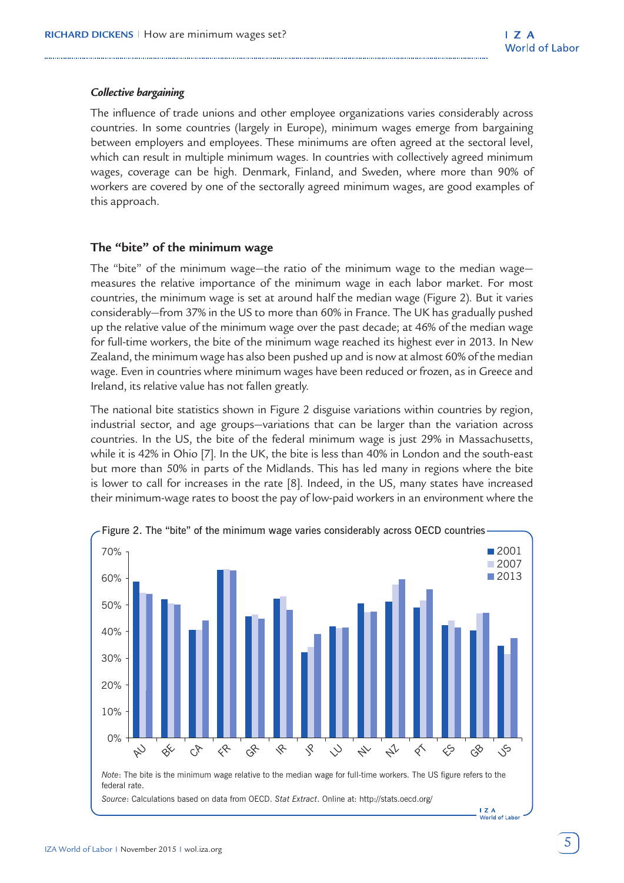*Collective bargaining*

The influence of trade unions and other employee organizations varies considerably across countries. In some countries (largely in Europe), minimum wages emerge from bargaining between employers and employees. These minimums are often agreed at the sectoral level, which can result in multiple minimum wages. In countries with collectively agreed minimum wages, coverage can be high. Denmark, Finland, and Sweden, where more than 90% of workers are covered by one of the sectorally agreed minimum wages, are good examples of this approach.

## The "bite" of the minimum wage

The "bite" of the minimum wage—the ratio of the minimum wage to the median wage—measures the relative importance of the minimum wage in each labor market. For most countries, the minimum wage is set at around half the median wage (Figure 2). But it varies considerably—from 37% in the US to more than 60% in France. The UK has gradually pushed up the relative value of the minimum wage over the past decade; at 46% of the median wage for full-time workers, the bite of the minimum wage reached its highest ever in 2013. In New Zealand, the minimum wage has also been pushed up and is now at almost 60% of the median wage. Even in countries where minimum wages have been reduced or frozen, as in Greece and Ireland, its relative value has not fallen greatly.

The national bite statistics shown in Figure 2 disguise variations within countries by region, industrial sector, and age groups—variations that can be larger than the variation across countries. In the US, the bite of the federal minimum wage is just 29% in Massachusetts, while it is 42% in Ohio [7]. In the UK, the bite is less than 40% in London and the south-east but more than 50% in parts of the Midlands. This has led many in regions where the bite is lower to call for increases in the rate [8]. Indeed, in the US, many states have increased their minimum-wage rates to boost the pay of low-paid workers in an environment where the

Figure 2. The "bite" of the minimum wage varies considerably across OECD countries

*Note*: The bite is the minimum wage relative to the median wage for full-time workers. The US figure refers to the federal rate.

*Source*: Calculations based on data from OECD. *Stat Extract*. Online at: http://stats.oecd.org/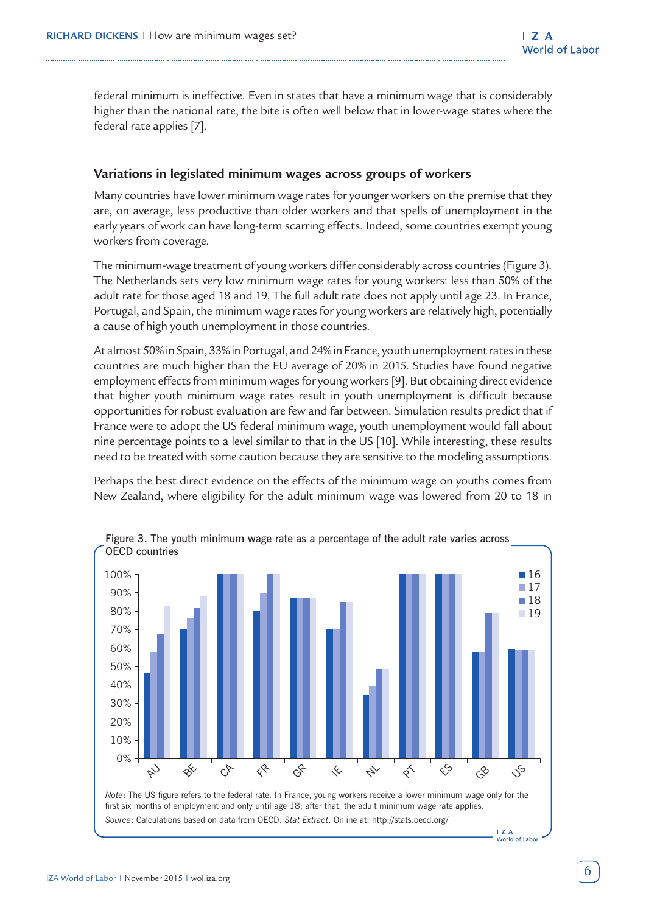federal minimum is ineffective. Even in states that have a minimum wage that is considerably higher than the national rate, the bite is often well below that in lower-wage states where the federal rate applies [7].

### Variations in legislated minimum wages across groups of workers

Many countries have lower minimum wage rates for younger workers on the premise that they are, on average, less productive than older workers and that spells of unemployment in the early years of work can have long-term scarring effects. Indeed, some countries exempt young workers from coverage.

The minimum-wage treatment of young workers differ considerably across countries (Figure 3). The Netherlands sets very low minimum wage rates for young workers: less than 50% of the adult rate for those aged 18 and 19. The full adult rate does not apply until age 23. In France, Portugal, and Spain, the minimum wage rates for young workers are relatively high, potentially a cause of high youth unemployment in those countries.

At almost 50% in Spain, 33% in Portugal, and 24% in France, youth unemployment rates in these countries are much higher than the EU average of 20% in 2015. Studies have found negative employment effects from minimum wages for young workers [9]. But obtaining direct evidence that higher youth minimum wage rates result in youth unemployment is difficult because opportunities for robust evaluation are few and far between. Simulation results predict that if France were to adopt the US federal minimum wage, youth unemployment would fall about nine percentage points to a level similar to that in the US [10]. While interesting, these results need to be treated with some caution because they are sensitive to the modeling assumptions.

Perhaps the best direct evidence on the effects of the minimum wage on youths comes from New Zealand, where eligibility for the adult minimum wage was lowered from 20 to 18 in

Figure 3. The youth minimum wage rate as a percentage of the adult rate varies across OECD countries

| Country | 16 | 17 | 18 | 19 |
|---|---|---|---|---|
| AU | 47% | 58% | 68% | 83% |
| BE | 70% | 76% | 82% | 88% |
| CA | 100% | 100% | 100% | 100% |
| FR | 80% | 90% | 100% | 100% |
| GR | 87% | 87% | 87% | 87% |
| IE | 70% | 70% | 85% | 85% |
| NL | 35% | 40% | 49% | 49% |
| PT | 100% | 100% | 100% | 100% |
| ES | 100% | 100% | 100% | 100% |
| GB | 58% | 58% | 79% | 79% |
| US | 59% | 59% | 59% | 59% |

*Note*: The US figure refers to the federal rate. In France, young workers receive a lower minimum wage only for the first six months of employment and only until age 18; after that, the adult minimum wage rate applies.

*Source*: Calculations based on data from OECD. *Stat Extract*. Online at: http://stats.oecd.org/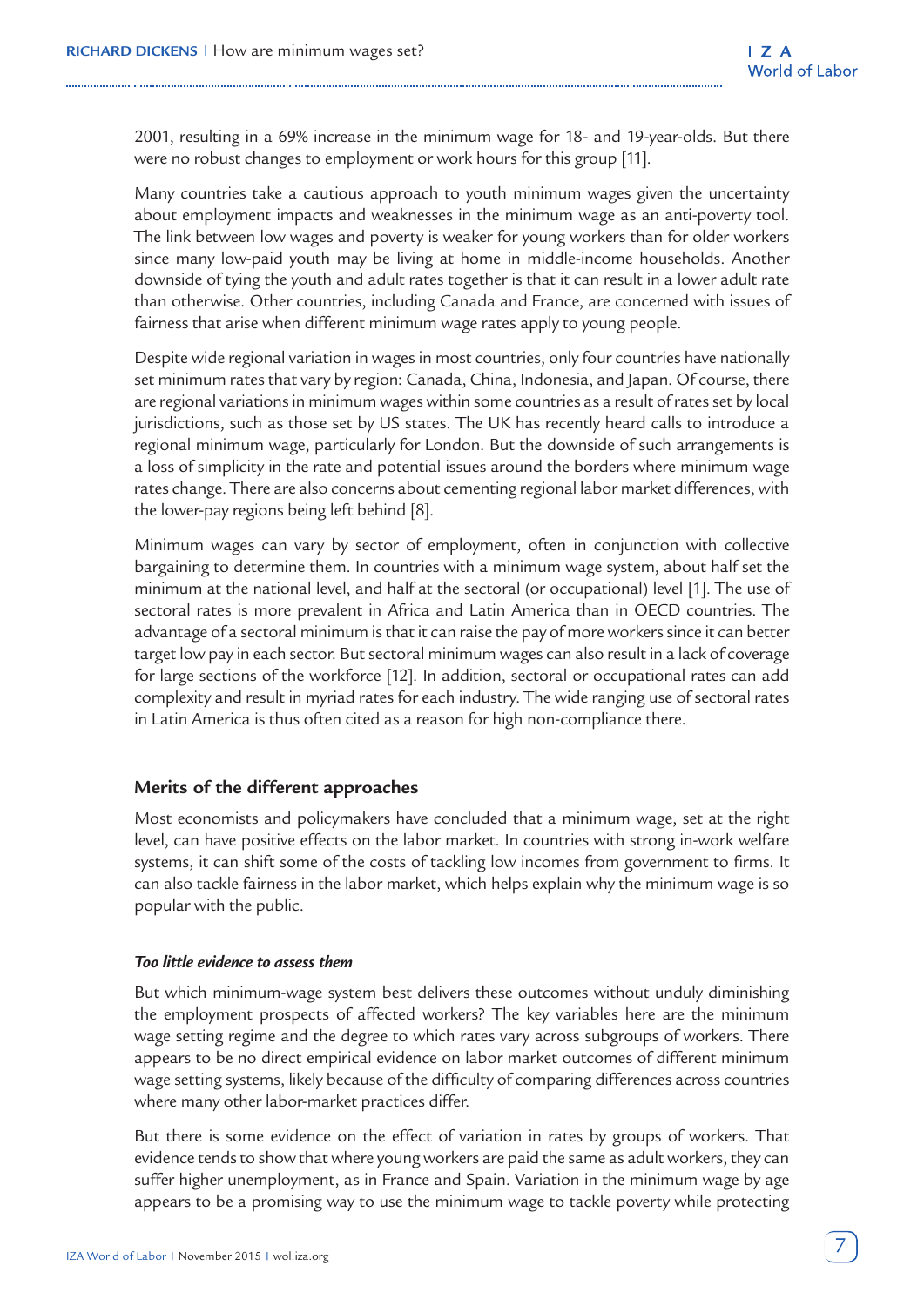2001, resulting in a 69% increase in the minimum wage for 18- and 19-year-olds. But there were no robust changes to employment or work hours for this group [11].

Many countries take a cautious approach to youth minimum wages given the uncertainty about employment impacts and weaknesses in the minimum wage as an anti-poverty tool. The link between low wages and poverty is weaker for young workers than for older workers since many low-paid youth may be living at home in middle-income households. Another downside of tying the youth and adult rates together is that it can result in a lower adult rate than otherwise. Other countries, including Canada and France, are concerned with issues of fairness that arise when different minimum wage rates apply to young people.

Despite wide regional variation in wages in most countries, only four countries have nationally set minimum rates that vary by region: Canada, China, Indonesia, and Japan. Of course, there are regional variations in minimum wages within some countries as a result of rates set by local jurisdictions, such as those set by US states. The UK has recently heard calls to introduce a regional minimum wage, particularly for London. But the downside of such arrangements is a loss of simplicity in the rate and potential issues around the borders where minimum wage rates change. There are also concerns about cementing regional labor market differences, with the lower-pay regions being left behind [8].

Minimum wages can vary by sector of employment, often in conjunction with collective bargaining to determine them. In countries with a minimum wage system, about half set the minimum at the national level, and half at the sectoral (or occupational) level [1]. The use of sectoral rates is more prevalent in Africa and Latin America than in OECD countries. The advantage of a sectoral minimum is that it can raise the pay of more workers since it can better target low pay in each sector. But sectoral minimum wages can also result in a lack of coverage for large sections of the workforce [12]. In addition, sectoral or occupational rates can add complexity and result in myriad rates for each industry. The wide ranging use of sectoral rates in Latin America is thus often cited as a reason for high non-compliance there.

## Merits of the different approaches

Most economists and policymakers have concluded that a minimum wage, set at the right level, can have positive effects on the labor market. In countries with strong in-work welfare systems, it can shift some of the costs of tackling low incomes from government to firms. It can also tackle fairness in the labor market, which helps explain why the minimum wage is so popular with the public.

### *Too little evidence to assess them*

But which minimum-wage system best delivers these outcomes without unduly diminishing the employment prospects of affected workers? The key variables here are the minimum wage setting regime and the degree to which rates vary across subgroups of workers. There appears to be no direct empirical evidence on labor market outcomes of different minimum wage setting systems, likely because of the difficulty of comparing differences across countries where many other labor-market practices differ.

But there is some evidence on the effect of variation in rates by groups of workers. That evidence tends to show that where young workers are paid the same as adult workers, they can suffer higher unemployment, as in France and Spain. Variation in the minimum wage by age appears to be a promising way to use the minimum wage to tackle poverty while protecting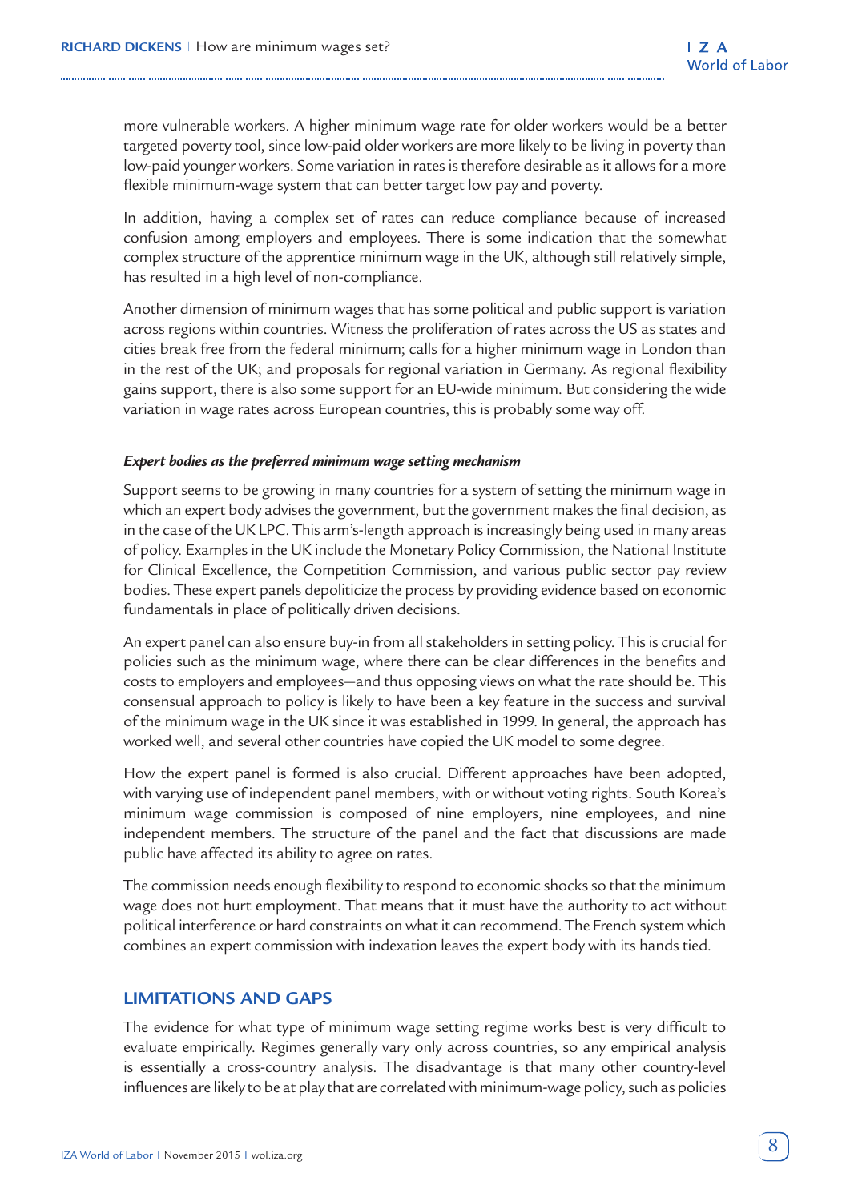more vulnerable workers. A higher minimum wage rate for older workers would be a better targeted poverty tool, since low-paid older workers are more likely to be living in poverty than low-paid younger workers. Some variation in rates is therefore desirable as it allows for a more flexible minimum-wage system that can better target low pay and poverty.

In addition, having a complex set of rates can reduce compliance because of increased confusion among employers and employees. There is some indication that the somewhat complex structure of the apprentice minimum wage in the UK, although still relatively simple, has resulted in a high level of non-compliance.

Another dimension of minimum wages that has some political and public support is variation across regions within countries. Witness the proliferation of rates across the US as states and cities break free from the federal minimum; calls for a higher minimum wage in London than in the rest of the UK; and proposals for regional variation in Germany. As regional flexibility gains support, there is also some support for an EU-wide minimum. But considering the wide variation in wage rates across European countries, this is probably some way off.

***Expert bodies as the preferred minimum wage setting mechanism***

Support seems to be growing in many countries for a system of setting the minimum wage in which an expert body advises the government, but the government makes the final decision, as in the case of the UK LPC. This arm's-length approach is increasingly being used in many areas of policy. Examples in the UK include the Monetary Policy Commission, the National Institute for Clinical Excellence, the Competition Commission, and various public sector pay review bodies. These expert panels depoliticize the process by providing evidence based on economic fundamentals in place of politically driven decisions.

An expert panel can also ensure buy-in from all stakeholders in setting policy. This is crucial for policies such as the minimum wage, where there can be clear differences in the benefits and costs to employers and employees—and thus opposing views on what the rate should be. This consensual approach to policy is likely to have been a key feature in the success and survival of the minimum wage in the UK since it was established in 1999. In general, the approach has worked well, and several other countries have copied the UK model to some degree.

How the expert panel is formed is also crucial. Different approaches have been adopted, with varying use of independent panel members, with or without voting rights. South Korea's minimum wage commission is composed of nine employers, nine employees, and nine independent members. The structure of the panel and the fact that discussions are made public have affected its ability to agree on rates.

The commission needs enough flexibility to respond to economic shocks so that the minimum wage does not hurt employment. That means that it must have the authority to act without political interference or hard constraints on what it can recommend. The French system which combines an expert commission with indexation leaves the expert body with its hands tied.

## LIMITATIONS AND GAPS

The evidence for what type of minimum wage setting regime works best is very difficult to evaluate empirically. Regimes generally vary only across countries, so any empirical analysis is essentially a cross-country analysis. The disadvantage is that many other country-level influences are likely to be at play that are correlated with minimum-wage policy, such as policies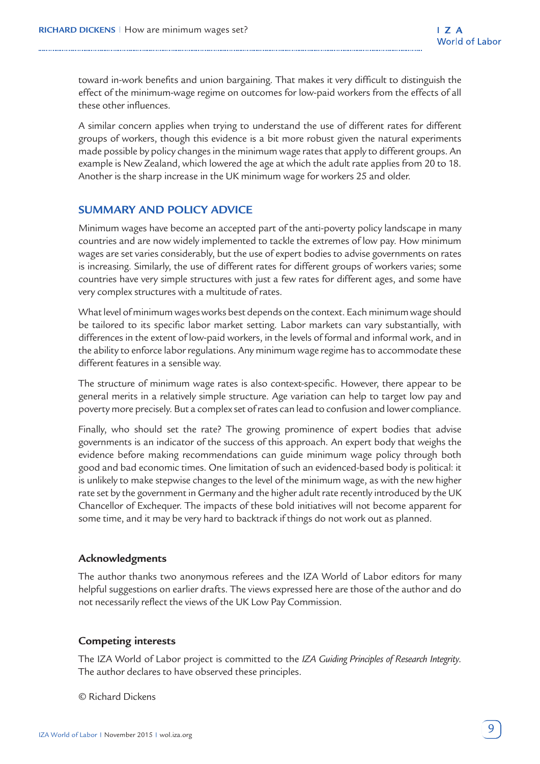toward in-work benefits and union bargaining. That makes it very difficult to distinguish the effect of the minimum-wage regime on outcomes for low-paid workers from the effects of all these other influences.

A similar concern applies when trying to understand the use of different rates for different groups of workers, though this evidence is a bit more robust given the natural experiments made possible by policy changes in the minimum wage rates that apply to different groups. An example is New Zealand, which lowered the age at which the adult rate applies from 20 to 18. Another is the sharp increase in the UK minimum wage for workers 25 and older.

## SUMMARY AND POLICY ADVICE

Minimum wages have become an accepted part of the anti-poverty policy landscape in many countries and are now widely implemented to tackle the extremes of low pay. How minimum wages are set varies considerably, but the use of expert bodies to advise governments on rates is increasing. Similarly, the use of different rates for different groups of workers varies; some countries have very simple structures with just a few rates for different ages, and some have very complex structures with a multitude of rates.

What level of minimum wages works best depends on the context. Each minimum wage should be tailored to its specific labor market setting. Labor markets can vary substantially, with differences in the extent of low-paid workers, in the levels of formal and informal work, and in the ability to enforce labor regulations. Any minimum wage regime has to accommodate these different features in a sensible way.

The structure of minimum wage rates is also context-specific. However, there appear to be general merits in a relatively simple structure. Age variation can help to target low pay and poverty more precisely. But a complex set of rates can lead to confusion and lower compliance.

Finally, who should set the rate? The growing prominence of expert bodies that advise governments is an indicator of the success of this approach. An expert body that weighs the evidence before making recommendations can guide minimum wage policy through both good and bad economic times. One limitation of such an evidenced-based body is political: it is unlikely to make stepwise changes to the level of the minimum wage, as with the new higher rate set by the government in Germany and the higher adult rate recently introduced by the UK Chancellor of Exchequer. The impacts of these bold initiatives will not become apparent for some time, and it may be very hard to backtrack if things do not work out as planned.

### Acknowledgments

The author thanks two anonymous referees and the IZA World of Labor editors for many helpful suggestions on earlier drafts. The views expressed here are those of the author and do not necessarily reflect the views of the UK Low Pay Commission.

### Competing interests

The IZA World of Labor project is committed to the *IZA Guiding Principles of Research Integrity*. The author declares to have observed these principles.

© Richard Dickens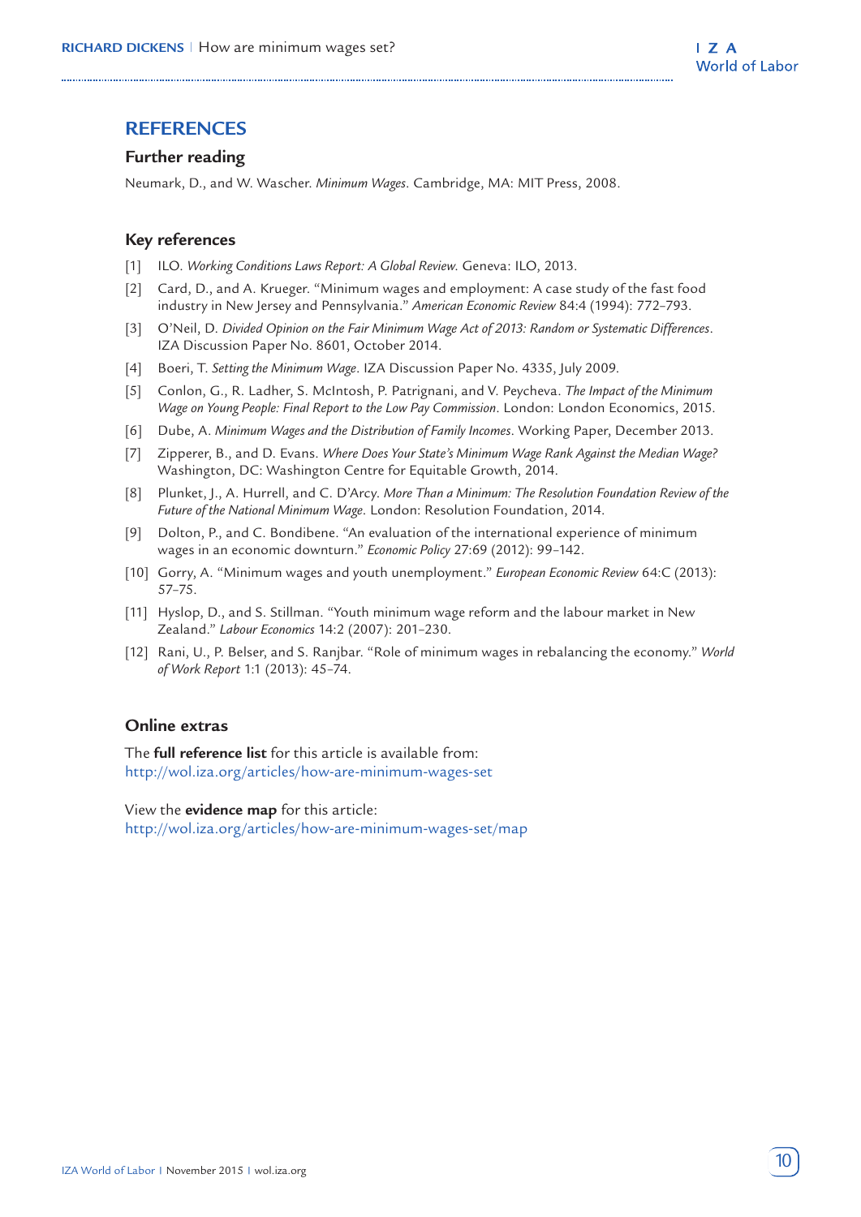## REFERENCES

### Further reading

Neumark, D., and W. Wascher. *Minimum Wages*. Cambridge, MA: MIT Press, 2008.

### Key references

[1] ILO. *Working Conditions Laws Report: A Global Review*. Geneva: ILO, 2013.

[2] Card, D., and A. Krueger. "Minimum wages and employment: A case study of the fast food industry in New Jersey and Pennsylvania." *American Economic Review* 84:4 (1994): 772–793.

[3] O'Neil, D. *Divided Opinion on the Fair Minimum Wage Act of 2013: Random or Systematic Differences*. IZA Discussion Paper No. 8601, October 2014.

[4] Boeri, T. *Setting the Minimum Wage*. IZA Discussion Paper No. 4335, July 2009.

[5] Conlon, G., R. Ladher, S. McIntosh, P. Patrignani, and V. Peycheva. *The Impact of the Minimum Wage on Young People: Final Report to the Low Pay Commission*. London: London Economics, 2015.

[6] Dube, A. *Minimum Wages and the Distribution of Family Incomes*. Working Paper, December 2013.

[7] Zipperer, B., and D. Evans. *Where Does Your State's Minimum Wage Rank Against the Median Wage?* Washington, DC: Washington Centre for Equitable Growth, 2014.

[8] Plunket, J., A. Hurrell, and C. D'Arcy. *More Than a Minimum: The Resolution Foundation Review of the Future of the National Minimum Wage*. London: Resolution Foundation, 2014.

[9] Dolton, P., and C. Bondibene. "An evaluation of the international experience of minimum wages in an economic downturn." *Economic Policy* 27:69 (2012): 99–142.

[10] Gorry, A. "Minimum wages and youth unemployment." *European Economic Review* 64:C (2013): 57–75.

[11] Hyslop, D., and S. Stillman. "Youth minimum wage reform and the labour market in New Zealand." *Labour Economics* 14:2 (2007): 201–230.

[12] Rani, U., P. Belser, and S. Ranjbar. "Role of minimum wages in rebalancing the economy." *World of Work Report* 1:1 (2013): 45–74.

### Online extras

The **full reference list** for this article is available from:
http://wol.iza.org/articles/how-are-minimum-wages-set

View the **evidence map** for this article:
http://wol.iza.org/articles/how-are-minimum-wages-set/map